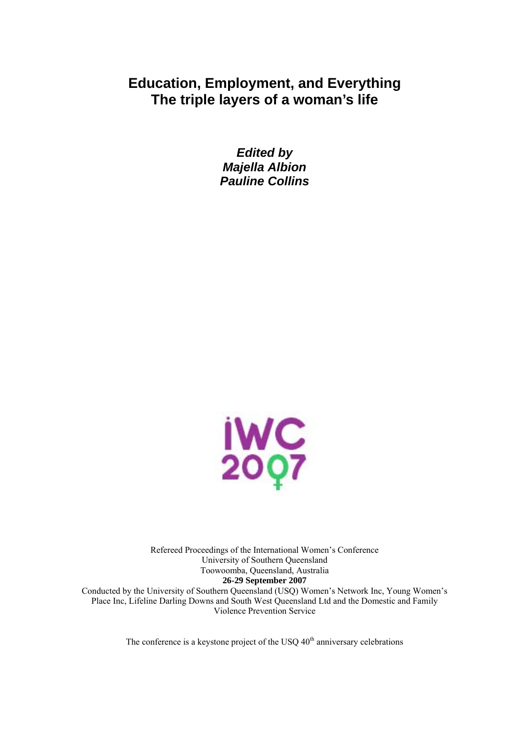# Education, Employment, and Everything
# The triple layers of a woman's life

***Edited by***
***Majella Albion***
***Pauline Collins***

iWC 2007

Refereed Proceedings of the International Women's Conference
University of Southern Queensland
Toowoomba, Queensland, Australia
**26-29 September 2007**
Conducted by the University of Southern Queensland (USQ) Women's Network Inc, Young Women's Place Inc, Lifeline Darling Downs and South West Queensland Ltd and the Domestic and Family Violence Prevention Service

The conference is a keystone project of the USQ 40th anniversary celebrations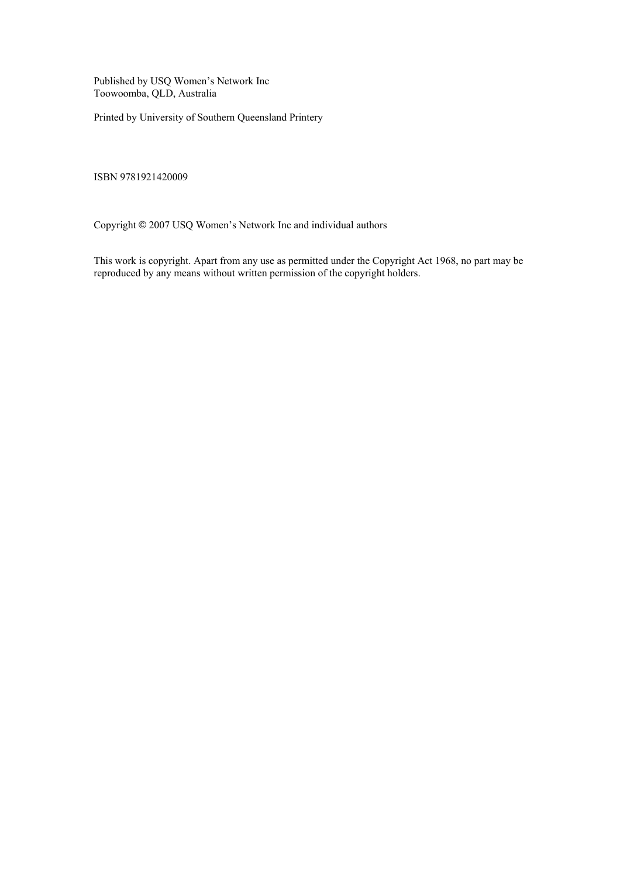Published by USQ Women's Network Inc
Toowoomba, QLD, Australia

Printed by University of Southern Queensland Printery

ISBN 9781921420009

Copyright © 2007 USQ Women's Network Inc and individual authors

This work is copyright. Apart from any use as permitted under the Copyright Act 1968, no part may be reproduced by any means without written permission of the copyright holders.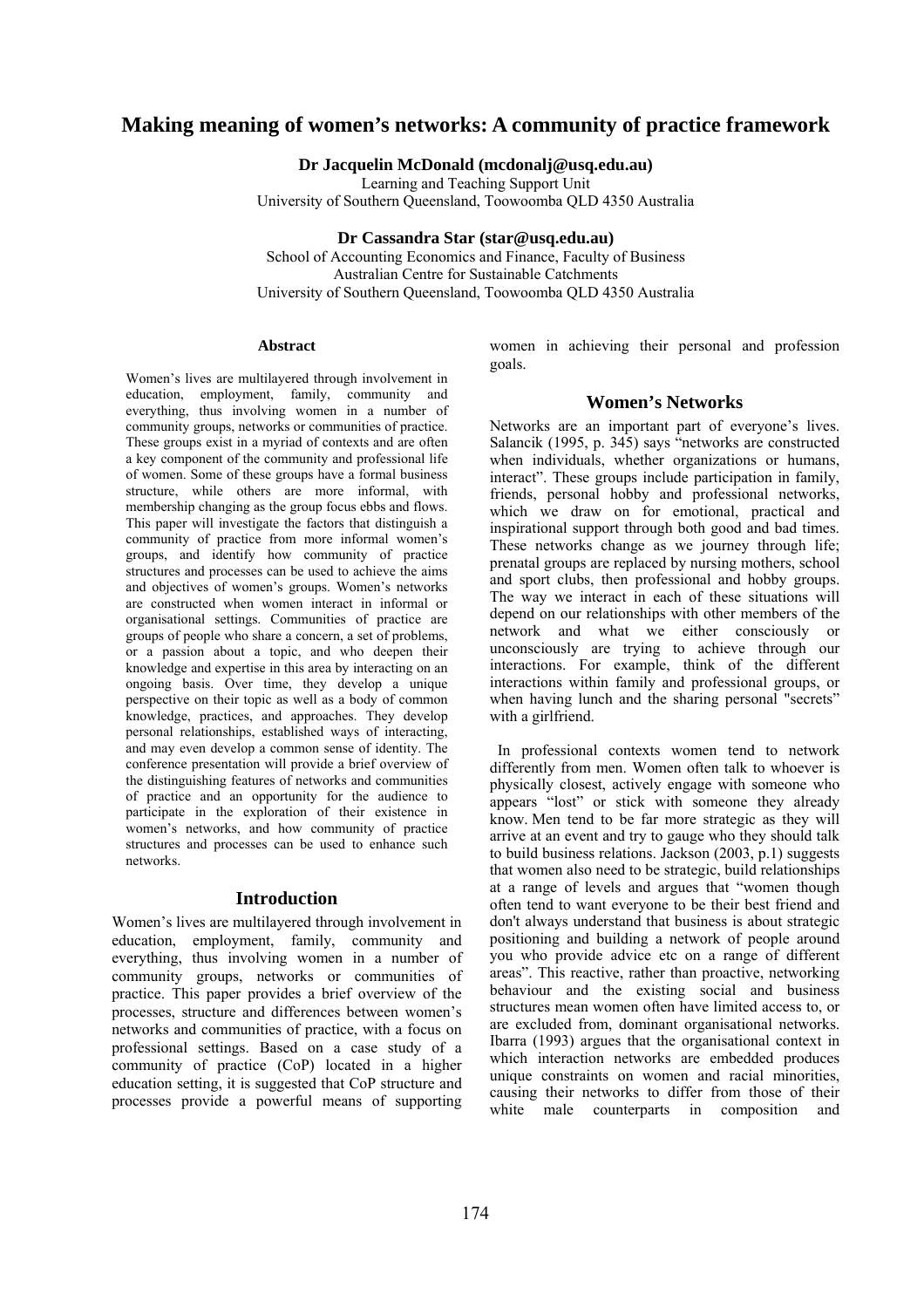# Making meaning of women's networks: A community of practice framework

**Dr Jacquelin McDonald (mcdonalj@usq.edu.au)**
Learning and Teaching Support Unit
University of Southern Queensland, Toowoomba QLD 4350 Australia

**Dr Cassandra Star (star@usq.edu.au)**
School of Accounting Economics and Finance, Faculty of Business
Australian Centre for Sustainable Catchments
University of Southern Queensland, Toowoomba QLD 4350 Australia

## Abstract

Women's lives are multilayered through involvement in education, employment, family, community and everything, thus involving women in a number of community groups, networks or communities of practice. These groups exist in a myriad of contexts and are often a key component of the community and professional life of women. Some of these groups have a formal business structure, while others are more informal, with membership changing as the group focus ebbs and flows. This paper will investigate the factors that distinguish a community of practice from more informal women's groups, and identify how community of practice structures and processes can be used to achieve the aims and objectives of women's groups. Women's networks are constructed when women interact in informal or organisational settings. Communities of practice are groups of people who share a concern, a set of problems, or a passion about a topic, and who deepen their knowledge and expertise in this area by interacting on an ongoing basis. Over time, they develop a unique perspective on their topic as well as a body of common knowledge, practices, and approaches. They develop personal relationships, established ways of interacting, and may even develop a common sense of identity. The conference presentation will provide a brief overview of the distinguishing features of networks and communities of practice and an opportunity for the audience to participate in the exploration of their existence in women's networks, and how community of practice structures and processes can be used to enhance such networks.

## Introduction

Women's lives are multilayered through involvement in education, employment, family, community and everything, thus involving women in a number of community groups, networks or communities of practice. This paper provides a brief overview of the processes, structure and differences between women's networks and communities of practice, with a focus on professional settings. Based on a case study of a community of practice (CoP) located in a higher education setting, it is suggested that CoP structure and processes provide a powerful means of supporting women in achieving their personal and profession goals.

## Women's Networks

Networks are an important part of everyone's lives. Salancik (1995, p. 345) says "networks are constructed when individuals, whether organizations or humans, interact". These groups include participation in family, friends, personal hobby and professional networks, which we draw on for emotional, practical and inspirational support through both good and bad times. These networks change as we journey through life; prenatal groups are replaced by nursing mothers, school and sport clubs, then professional and hobby groups. The way we interact in each of these situations will depend on our relationships with other members of the network and what we either consciously or unconsciously are trying to achieve through our interactions. For example, think of the different interactions within family and professional groups, or when having lunch and the sharing personal "secrets" with a girlfriend.

In professional contexts women tend to network differently from men. Women often talk to whoever is physically closest, actively engage with someone who appears "lost" or stick with someone they already know. Men tend to be far more strategic as they will arrive at an event and try to gauge who they should talk to build business relations. Jackson (2003, p.1) suggests that women also need to be strategic, build relationships at a range of levels and argues that "women though often tend to want everyone to be their best friend and don't always understand that business is about strategic positioning and building a network of people around you who provide advice etc on a range of different areas". This reactive, rather than proactive, networking behaviour and the existing social and business structures mean women often have limited access to, or are excluded from, dominant organisational networks. Ibarra (1993) argues that the organisational context in which interaction networks are embedded produces unique constraints on women and racial minorities, causing their networks to differ from those of their white male counterparts in composition and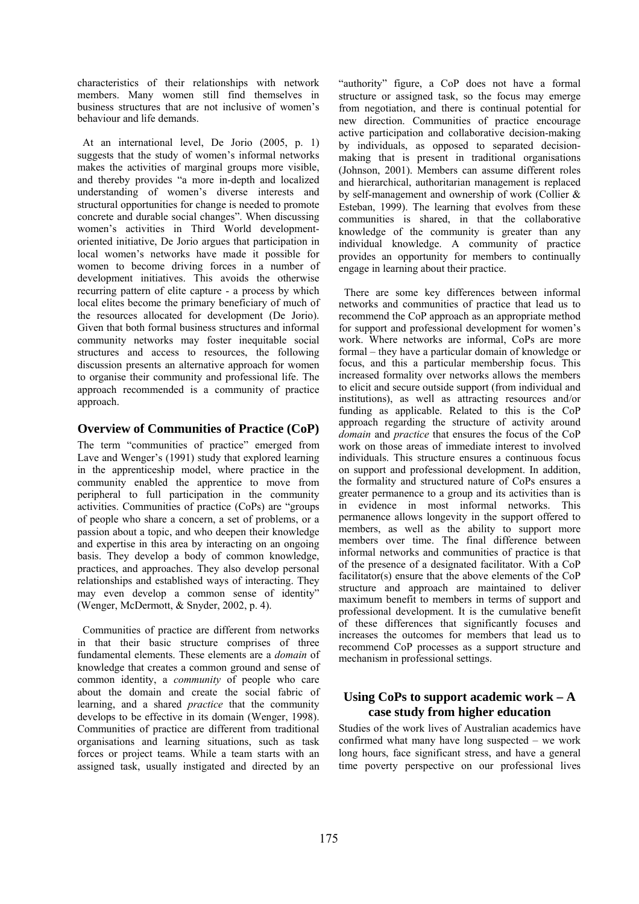characteristics of their relationships with network members. Many women still find themselves in business structures that are not inclusive of women's behaviour and life demands.

At an international level, De Jorio (2005, p. 1) suggests that the study of women's informal networks makes the activities of marginal groups more visible, and thereby provides "a more in-depth and localized understanding of women's diverse interests and structural opportunities for change is needed to promote concrete and durable social changes". When discussing women's activities in Third World development-oriented initiative, De Jorio argues that participation in local women's networks have made it possible for women to become driving forces in a number of development initiatives. This avoids the otherwise recurring pattern of elite capture - a process by which local elites become the primary beneficiary of much of the resources allocated for development (De Jorio). Given that both formal business structures and informal community networks may foster inequitable social structures and access to resources, the following discussion presents an alternative approach for women to organise their community and professional life. The approach recommended is a community of practice approach.

## Overview of Communities of Practice (CoP)

The term "communities of practice" emerged from Lave and Wenger's (1991) study that explored learning in the apprenticeship model, where practice in the community enabled the apprentice to move from peripheral to full participation in the community activities. Communities of practice (CoPs) are "groups of people who share a concern, a set of problems, or a passion about a topic, and who deepen their knowledge and expertise in this area by interacting on an ongoing basis. They develop a body of common knowledge, practices, and approaches. They also develop personal relationships and established ways of interacting. They may even develop a common sense of identity" (Wenger, McDermott, & Snyder, 2002, p. 4).

Communities of practice are different from networks in that their basic structure comprises of three fundamental elements. These elements are a *domain* of knowledge that creates a common ground and sense of common identity, a *community* of people who care about the domain and create the social fabric of learning, and a shared *practice* that the community develops to be effective in its domain (Wenger, 1998). Communities of practice are different from traditional organisations and learning situations, such as task forces or project teams. While a team starts with an assigned task, usually instigated and directed by an "authority" figure, a CoP does not have a formal structure or assigned task, so the focus may emerge from negotiation, and there is continual potential for new direction. Communities of practice encourage active participation and collaborative decision-making by individuals, as opposed to separated decision-making that is present in traditional organisations (Johnson, 2001). Members can assume different roles and hierarchical, authoritarian management is replaced by self-management and ownership of work (Collier & Esteban, 1999). The learning that evolves from these communities is shared, in that the collaborative knowledge of the community is greater than any individual knowledge. A community of practice provides an opportunity for members to continually engage in learning about their practice.

There are some key differences between informal networks and communities of practice that lead us to recommend the CoP approach as an appropriate method for support and professional development for women's work. Where networks are informal, CoPs are more formal – they have a particular domain of knowledge or focus, and this a particular membership focus. This increased formality over networks allows the members to elicit and secure outside support (from individual and institutions), as well as attracting resources and/or funding as applicable. Related to this is the CoP approach regarding the structure of activity around *domain* and *practice* that ensures the focus of the CoP work on those areas of immediate interest to involved individuals. This structure ensures a continuous focus on support and professional development. In addition, the formality and structured nature of CoPs ensures a greater permanence to a group and its activities than is in evidence in most informal networks. This permanence allows longevity in the support offered to members, as well as the ability to support more members over time. The final difference between informal networks and communities of practice is that of the presence of a designated facilitator. With a CoP facilitator(s) ensure that the above elements of the CoP structure and approach are maintained to deliver maximum benefit to members in terms of support and professional development. It is the cumulative benefit of these differences that significantly focuses and increases the outcomes for members that lead us to recommend CoP processes as a support structure and mechanism in professional settings.

## Using CoPs to support academic work – A case study from higher education

Studies of the work lives of Australian academics have confirmed what many have long suspected – we work long hours, face significant stress, and have a general time poverty perspective on our professional lives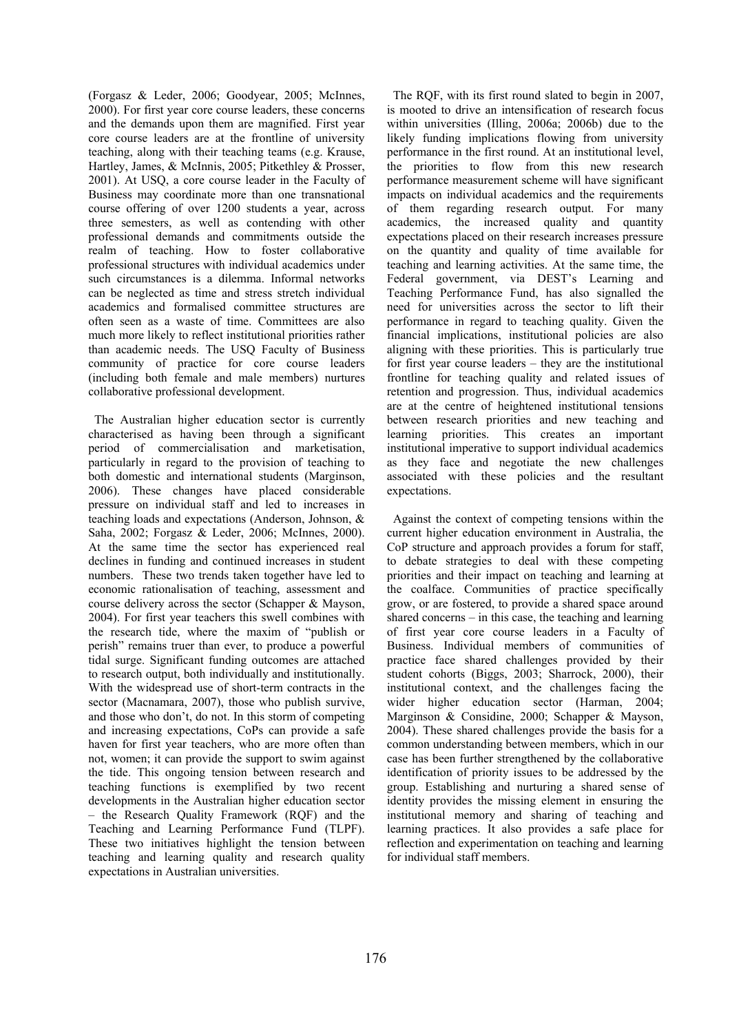(Forgasz & Leder, 2006; Goodyear, 2005; McInnes, 2000). For first year core course leaders, these concerns and the demands upon them are magnified. First year core course leaders are at the frontline of university teaching, along with their teaching teams (e.g. Krause, Hartley, James, & McInnis, 2005; Pitkethley & Prosser, 2001). At USQ, a core course leader in the Faculty of Business may coordinate more than one transnational course offering of over 1200 students a year, across three semesters, as well as contending with other professional demands and commitments outside the realm of teaching. How to foster collaborative professional structures with individual academics under such circumstances is a dilemma. Informal networks can be neglected as time and stress stretch individual academics and formalised committee structures are often seen as a waste of time. Committees are also much more likely to reflect institutional priorities rather than academic needs. The USQ Faculty of Business community of practice for core course leaders (including both female and male members) nurtures collaborative professional development.

The Australian higher education sector is currently characterised as having been through a significant period of commercialisation and marketisation, particularly in regard to the provision of teaching to both domestic and international students (Marginson, 2006). These changes have placed considerable pressure on individual staff and led to increases in teaching loads and expectations (Anderson, Johnson, & Saha, 2002; Forgasz & Leder, 2006; McInnes, 2000). At the same time the sector has experienced real declines in funding and continued increases in student numbers. These two trends taken together have led to economic rationalisation of teaching, assessment and course delivery across the sector (Schapper & Mayson, 2004). For first year teachers this swell combines with the research tide, where the maxim of "publish or perish" remains truer than ever, to produce a powerful tidal surge. Significant funding outcomes are attached to research output, both individually and institutionally. With the widespread use of short-term contracts in the sector (Macnamara, 2007), those who publish survive, and those who don't, do not. In this storm of competing and increasing expectations, CoPs can provide a safe haven for first year teachers, who are more often than not, women; it can provide the support to swim against the tide. This ongoing tension between research and teaching functions is exemplified by two recent developments in the Australian higher education sector – the Research Quality Framework (RQF) and the Teaching and Learning Performance Fund (TLPF). These two initiatives highlight the tension between teaching and learning quality and research quality expectations in Australian universities.

The RQF, with its first round slated to begin in 2007, is mooted to drive an intensification of research focus within universities (Illing, 2006a; 2006b) due to the likely funding implications flowing from university performance in the first round. At an institutional level, the priorities to flow from this new research performance measurement scheme will have significant impacts on individual academics and the requirements of them regarding research output. For many academics, the increased quality and quantity expectations placed on their research increases pressure on the quantity and quality of time available for teaching and learning activities. At the same time, the Federal government, via DEST's Learning and Teaching Performance Fund, has also signalled the need for universities across the sector to lift their performance in regard to teaching quality. Given the financial implications, institutional policies are also aligning with these priorities. This is particularly true for first year course leaders – they are the institutional frontline for teaching quality and related issues of retention and progression. Thus, individual academics are at the centre of heightened institutional tensions between research priorities and new teaching and learning priorities. This creates an important institutional imperative to support individual academics as they face and negotiate the new challenges associated with these policies and the resultant expectations.

Against the context of competing tensions within the current higher education environment in Australia, the CoP structure and approach provides a forum for staff, to debate strategies to deal with these competing priorities and their impact on teaching and learning at the coalface. Communities of practice specifically grow, or are fostered, to provide a shared space around shared concerns – in this case, the teaching and learning of first year core course leaders in a Faculty of Business. Individual members of communities of practice face shared challenges provided by their student cohorts (Biggs, 2003; Sharrock, 2000), their institutional context, and the challenges facing the wider higher education sector (Harman, 2004; Marginson & Considine, 2000; Schapper & Mayson, 2004). These shared challenges provide the basis for a common understanding between members, which in our case has been further strengthened by the collaborative identification of priority issues to be addressed by the group. Establishing and nurturing a shared sense of identity provides the missing element in ensuring the institutional memory and sharing of teaching and learning practices. It also provides a safe place for reflection and experimentation on teaching and learning for individual staff members.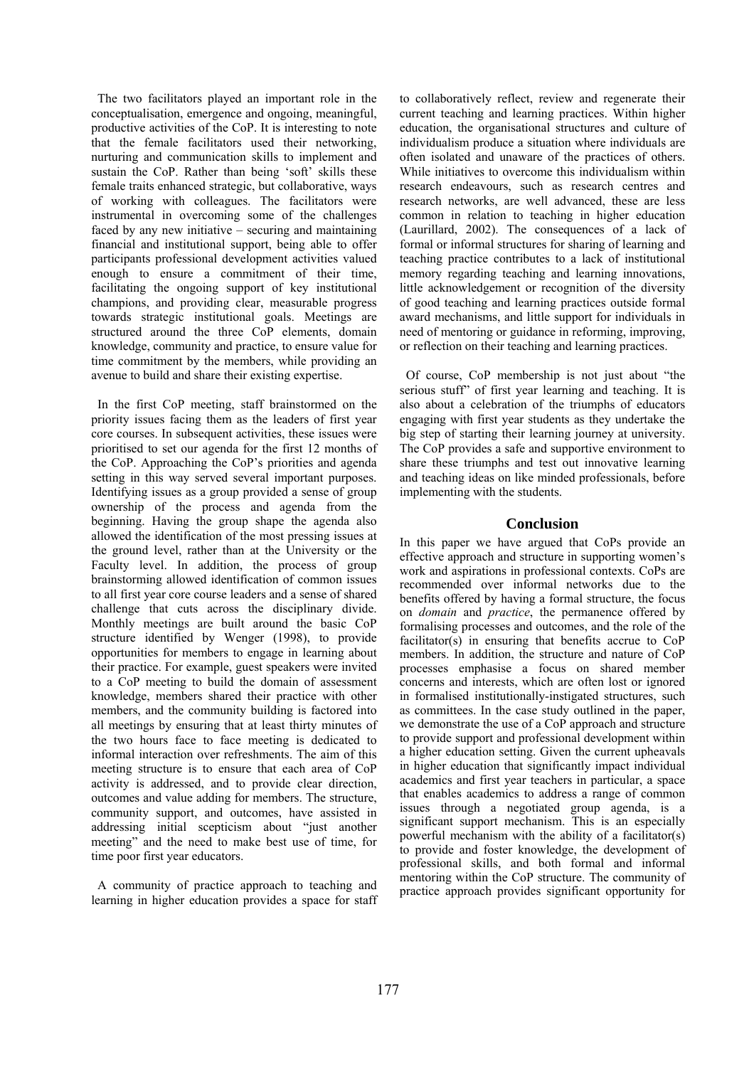The two facilitators played an important role in the conceptualisation, emergence and ongoing, meaningful, productive activities of the CoP. It is interesting to note that the female facilitators used their networking, nurturing and communication skills to implement and sustain the CoP. Rather than being 'soft' skills these female traits enhanced strategic, but collaborative, ways of working with colleagues. The facilitators were instrumental in overcoming some of the challenges faced by any new initiative – securing and maintaining financial and institutional support, being able to offer participants professional development activities valued enough to ensure a commitment of their time, facilitating the ongoing support of key institutional champions, and providing clear, measurable progress towards strategic institutional goals. Meetings are structured around the three CoP elements, domain knowledge, community and practice, to ensure value for time commitment by the members, while providing an avenue to build and share their existing expertise.

In the first CoP meeting, staff brainstormed on the priority issues facing them as the leaders of first year core courses. In subsequent activities, these issues were prioritised to set our agenda for the first 12 months of the CoP. Approaching the CoP's priorities and agenda setting in this way served several important purposes. Identifying issues as a group provided a sense of group ownership of the process and agenda from the beginning. Having the group shape the agenda also allowed the identification of the most pressing issues at the ground level, rather than at the University or the Faculty level. In addition, the process of group brainstorming allowed identification of common issues to all first year core course leaders and a sense of shared challenge that cuts across the disciplinary divide. Monthly meetings are built around the basic CoP structure identified by Wenger (1998), to provide opportunities for members to engage in learning about their practice. For example, guest speakers were invited to a CoP meeting to build the domain of assessment knowledge, members shared their practice with other members, and the community building is factored into all meetings by ensuring that at least thirty minutes of the two hours face to face meeting is dedicated to informal interaction over refreshments. The aim of this meeting structure is to ensure that each area of CoP activity is addressed, and to provide clear direction, outcomes and value adding for members. The structure, community support, and outcomes, have assisted in addressing initial scepticism about "just another meeting" and the need to make best use of time, for time poor first year educators.

A community of practice approach to teaching and learning in higher education provides a space for staff to collaboratively reflect, review and regenerate their current teaching and learning practices. Within higher education, the organisational structures and culture of individualism produce a situation where individuals are often isolated and unaware of the practices of others. While initiatives to overcome this individualism within research endeavours, such as research centres and research networks, are well advanced, these are less common in relation to teaching in higher education (Laurillard, 2002). The consequences of a lack of formal or informal structures for sharing of learning and teaching practice contributes to a lack of institutional memory regarding teaching and learning innovations, little acknowledgement or recognition of the diversity of good teaching and learning practices outside formal award mechanisms, and little support for individuals in need of mentoring or guidance in reforming, improving, or reflection on their teaching and learning practices.

Of course, CoP membership is not just about "the serious stuff" of first year learning and teaching. It is also about a celebration of the triumphs of educators engaging with first year students as they undertake the big step of starting their learning journey at university. The CoP provides a safe and supportive environment to share these triumphs and test out innovative learning and teaching ideas on like minded professionals, before implementing with the students.

## Conclusion

In this paper we have argued that CoPs provide an effective approach and structure in supporting women's work and aspirations in professional contexts. CoPs are recommended over informal networks due to the benefits offered by having a formal structure, the focus on *domain* and *practice*, the permanence offered by formalising processes and outcomes, and the role of the facilitator(s) in ensuring that benefits accrue to CoP members. In addition, the structure and nature of CoP processes emphasise a focus on shared member concerns and interests, which are often lost or ignored in formalised institutionally-instigated structures, such as committees. In the case study outlined in the paper, we demonstrate the use of a CoP approach and structure to provide support and professional development within a higher education setting. Given the current upheavals in higher education that significantly impact individual academics and first year teachers in particular, a space that enables academics to address a range of common issues through a negotiated group agenda, is a significant support mechanism. This is an especially powerful mechanism with the ability of a facilitator(s) to provide and foster knowledge, the development of professional skills, and both formal and informal mentoring within the CoP structure. The community of practice approach provides significant opportunity for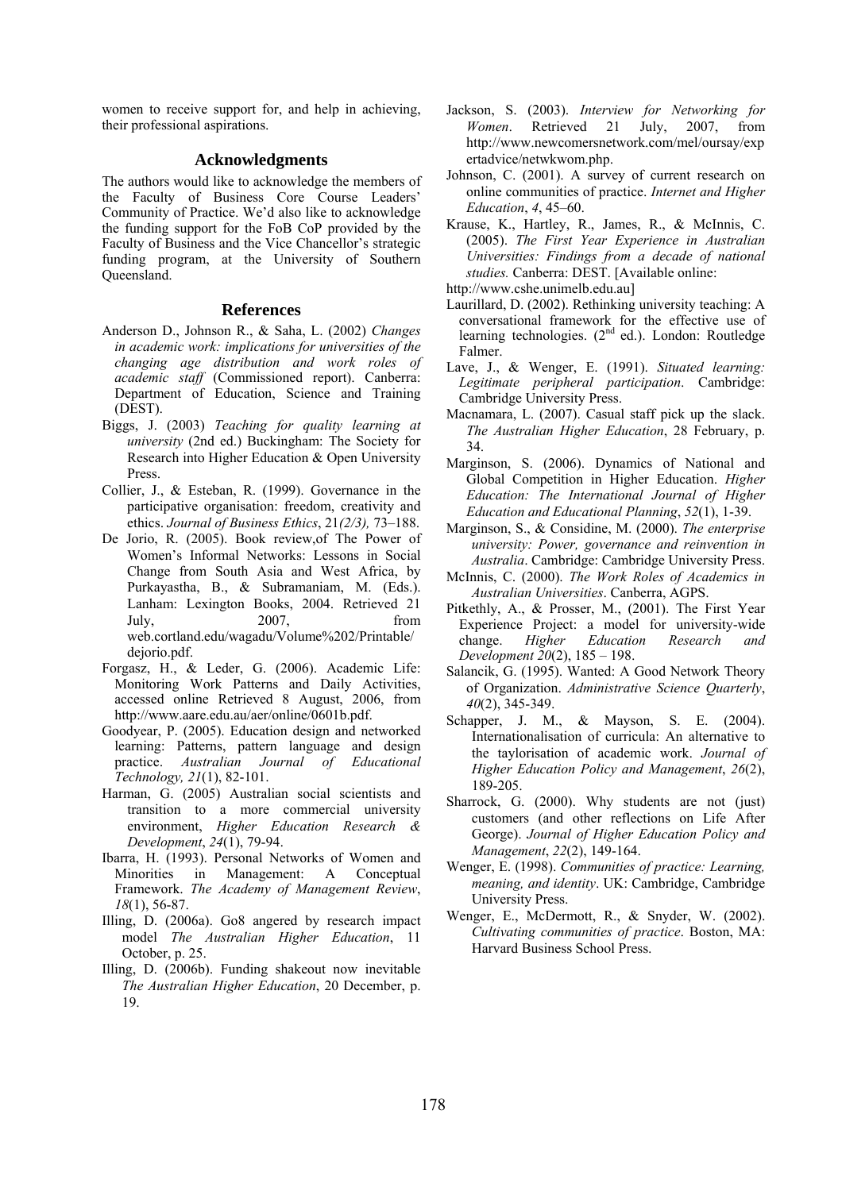women to receive support for, and help in achieving, their professional aspirations.

## Acknowledgments

The authors would like to acknowledge the members of the Faculty of Business Core Course Leaders' Community of Practice. We'd also like to acknowledge the funding support for the FoB CoP provided by the Faculty of Business and the Vice Chancellor's strategic funding program, at the University of Southern Queensland.

## References

Anderson D., Johnson R., & Saha, L. (2002) *Changes in academic work: implications for universities of the changing age distribution and work roles of academic staff* (Commissioned report). Canberra: Department of Education, Science and Training (DEST).

Biggs, J. (2003) *Teaching for quality learning at university* (2nd ed.) Buckingham: The Society for Research into Higher Education & Open University Press.

Collier, J., & Esteban, R. (1999). Governance in the participative organisation: freedom, creativity and ethics. *Journal of Business Ethics*, 21*(2/3),* 73–188.

De Jorio, R. (2005). Book review,of The Power of Women's Informal Networks: Lessons in Social Change from South Asia and West Africa, by Purkayastha, B., & Subramaniam, M. (Eds.). Lanham: Lexington Books, 2004. Retrieved 21 July, 2007, from web.cortland.edu/wagadu/Volume%202/Printable/dejorio.pdf.

Forgasz, H., & Leder, G. (2006). Academic Life: Monitoring Work Patterns and Daily Activities, accessed online Retrieved 8 August, 2006, from http://www.aare.edu.au/aer/online/0601b.pdf.

Goodyear, P. (2005). Education design and networked learning: Patterns, pattern language and design practice. *Australian Journal of Educational Technology, 21*(1), 82-101.

Harman, G. (2005) Australian social scientists and transition to a more commercial university environment, *Higher Education Research & Development*, *24*(1), 79-94.

Ibarra, H. (1993). Personal Networks of Women and Minorities in Management: A Conceptual Framework. *The Academy of Management Review*, *18*(1), 56-87.

Illing, D. (2006a). Go8 angered by research impact model *The Australian Higher Education*, 11 October, p. 25.

Illing, D. (2006b). Funding shakeout now inevitable *The Australian Higher Education*, 20 December, p. 19.

Jackson, S. (2003). *Interview for Networking for Women*. Retrieved 21 July, 2007, from http://www.newcomersnetwork.com/mel/oursay/expertadvice/netwkwom.php.

Johnson, C. (2001). A survey of current research on online communities of practice. *Internet and Higher Education*, *4*, 45–60.

Krause, K., Hartley, R., James, R., & McInnis, C. (2005). *The First Year Experience in Australian Universities: Findings from a decade of national studies.* Canberra: DEST. [Available online: http://www.cshe.unimelb.edu.au]

Laurillard, D. (2002). Rethinking university teaching: A conversational framework for the effective use of learning technologies. (2nd ed.). London: Routledge Falmer.

Lave, J., & Wenger, E. (1991). *Situated learning: Legitimate peripheral participation*. Cambridge: Cambridge University Press.

Macnamara, L. (2007). Casual staff pick up the slack. *The Australian Higher Education*, 28 February, p. 34.

Marginson, S. (2006). Dynamics of National and Global Competition in Higher Education. *Higher Education: The International Journal of Higher Education and Educational Planning*, *52*(1), 1-39.

Marginson, S., & Considine, M. (2000). *The enterprise university: Power, governance and reinvention in Australia*. Cambridge: Cambridge University Press.

McInnis, C. (2000). *The Work Roles of Academics in Australian Universities*. Canberra, AGPS.

Pitkethly, A., & Prosser, M., (2001). The First Year Experience Project: a model for university-wide change. *Higher Education Research and Development 20*(2), 185 – 198.

Salancik, G. (1995). Wanted: A Good Network Theory of Organization. *Administrative Science Quarterly*, *40*(2), 345-349.

Schapper, J. M., & Mayson, S. E. (2004). Internationalisation of curricula: An alternative to the taylorisation of academic work. *Journal of Higher Education Policy and Management*, *26*(2), 189-205.

Sharrock, G. (2000). Why students are not (just) customers (and other reflections on Life After George). *Journal of Higher Education Policy and Management*, *22*(2), 149-164.

Wenger, E. (1998). *Communities of practice: Learning, meaning, and identity*. UK: Cambridge, Cambridge University Press.

Wenger, E., McDermott, R., & Snyder, W. (2002). *Cultivating communities of practice*. Boston, MA: Harvard Business School Press.